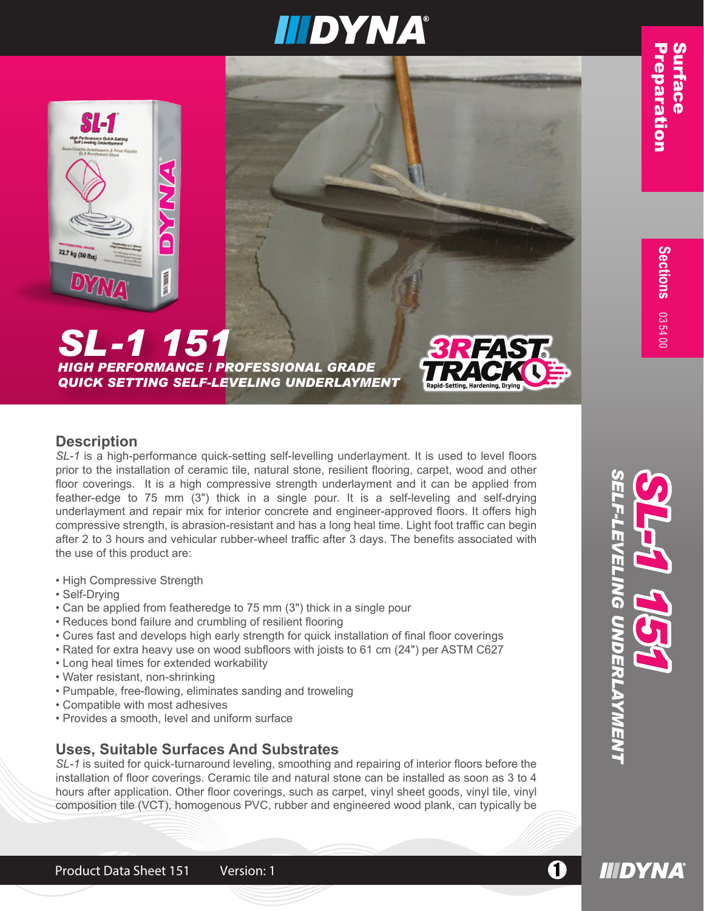# SL-1 151

**HIGH PERFORMANCE | PROFESSIONAL GRADE**
**QUICK SETTING SELF-LEVELING UNDERLAYMENT**

## Description

*SL-1* is a high-performance quick-setting self-levelling underlayment. It is used to level floors prior to the installation of ceramic tile, natural stone, resilient flooring, carpet, wood and other floor coverings. It is a high compressive strength underlayment and it can be applied from feather-edge to 75 mm (3") thick in a single pour. It is a self-leveling and self-drying underlayment and repair mix for interior concrete and engineer-approved floors. It offers high compressive strength, is abrasion-resistant and has a long heal time. Light foot traffic can begin after 2 to 3 hours and vehicular rubber-wheel traffic after 3 days. The benefits associated with the use of this product are:

- High Compressive Strength
- Self-Drying
- Can be applied from featheredge to 75 mm (3") thick in a single pour
- Reduces bond failure and crumbling of resilient flooring
- Cures fast and develops high early strength for quick installation of final floor coverings
- Rated for extra heavy use on wood subfloors with joists to 61 cm (24") per ASTM C627
- Long heal times for extended workability
- Water resistant, non-shrinking
- Pumpable, free-flowing, eliminates sanding and troweling
- Compatible with most adhesives
- Provides a smooth, level and uniform surface

## Uses, Suitable Surfaces And Substrates

*SL-1* is suited for quick-turnaround leveling, smoothing and repairing of interior floors before the installation of floor coverings. Ceramic tile and natural stone can be installed as soon as 3 to 4 hours after application. Other floor coverings, such as carpet, vinyl sheet goods, vinyl tile, vinyl composition tile (VCT), homogenous PVC, rubber and engineered wood plank, can typically be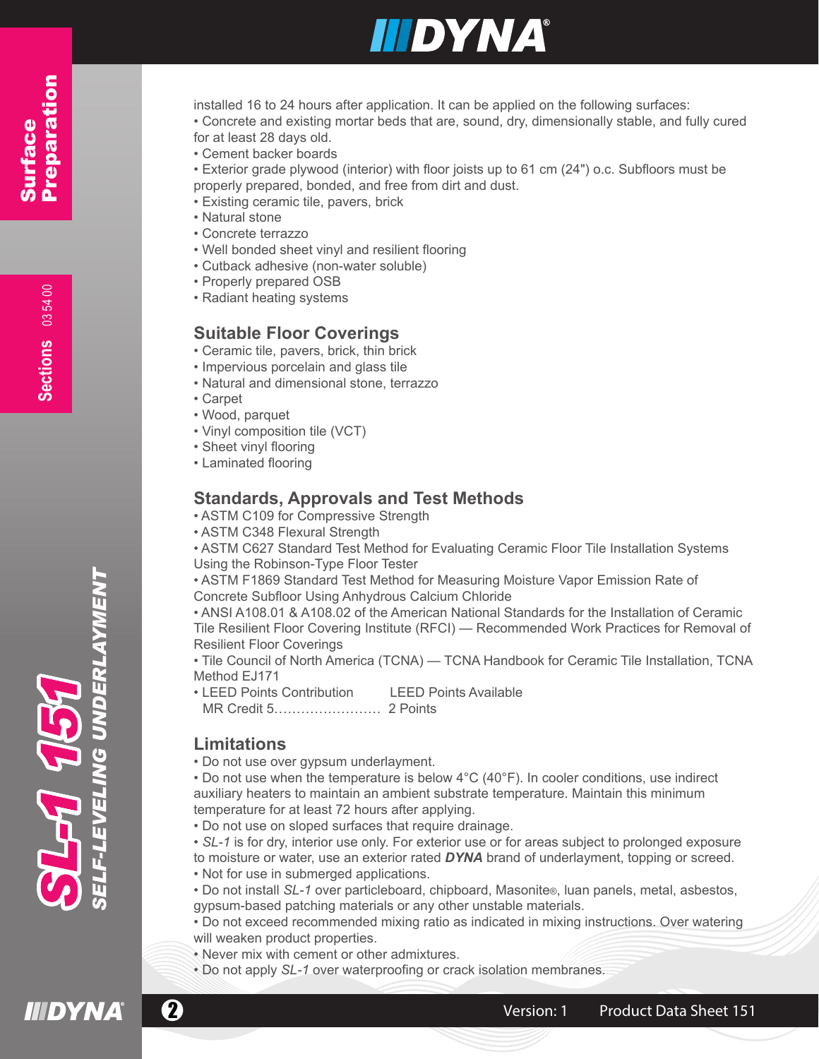installed 16 to 24 hours after application. It can be applied on the following surfaces:

- Concrete and existing mortar beds that are, sound, dry, dimensionally stable, and fully cured for at least 28 days old.
- Cement backer boards
- Exterior grade plywood (interior) with floor joists up to 61 cm (24") o.c. Subfloors must be properly prepared, bonded, and free from dirt and dust.
- Existing ceramic tile, pavers, brick
- Natural stone
- Concrete terrazzo
- Well bonded sheet vinyl and resilient flooring
- Cutback adhesive (non-water soluble)
- Properly prepared OSB
- Radiant heating systems

## Suitable Floor Coverings

- Ceramic tile, pavers, brick, thin brick
- Impervious porcelain and glass tile
- Natural and dimensional stone, terrazzo
- Carpet
- Wood, parquet
- Vinyl composition tile (VCT)
- Sheet vinyl flooring
- Laminated flooring

## Standards, Approvals and Test Methods

- ASTM C109 for Compressive Strength
- ASTM C348 Flexural Strength
- ASTM C627 Standard Test Method for Evaluating Ceramic Floor Tile Installation Systems Using the Robinson-Type Floor Tester
- ASTM F1869 Standard Test Method for Measuring Moisture Vapor Emission Rate of Concrete Subfloor Using Anhydrous Calcium Chloride
- ANSI A108.01 & A108.02 of the American National Standards for the Installation of Ceramic Tile Resilient Floor Covering Institute (RFCI) — Recommended Work Practices for Removal of Resilient Floor Coverings
- Tile Council of North America (TCNA) — TCNA Handbook for Ceramic Tile Installation, TCNA Method EJ171
- LEED Points Contribution LEED Points Available
  MR Credit 5…………………… 2 Points

## Limitations

- Do not use over gypsum underlayment.
- Do not use when the temperature is below 4°C (40°F). In cooler conditions, use indirect auxiliary heaters to maintain an ambient substrate temperature. Maintain this minimum temperature for at least 72 hours after applying.
- Do not use on sloped surfaces that require drainage.
- *SL-1* is for dry, interior use only. For exterior use or for areas subject to prolonged exposure to moisture or water, use an exterior rated ***DYNA*** brand of underlayment, topping or screed.
- Not for use in submerged applications.
- Do not install *SL-1* over particleboard, chipboard, Masonite®, luan panels, metal, asbestos, gypsum-based patching materials or any other unstable materials.
- Do not exceed recommended mixing ratio as indicated in mixing instructions. Over watering will weaken product properties.
- Never mix with cement or other admixtures.
- Do not apply *SL-1* over waterproofing or crack isolation membranes.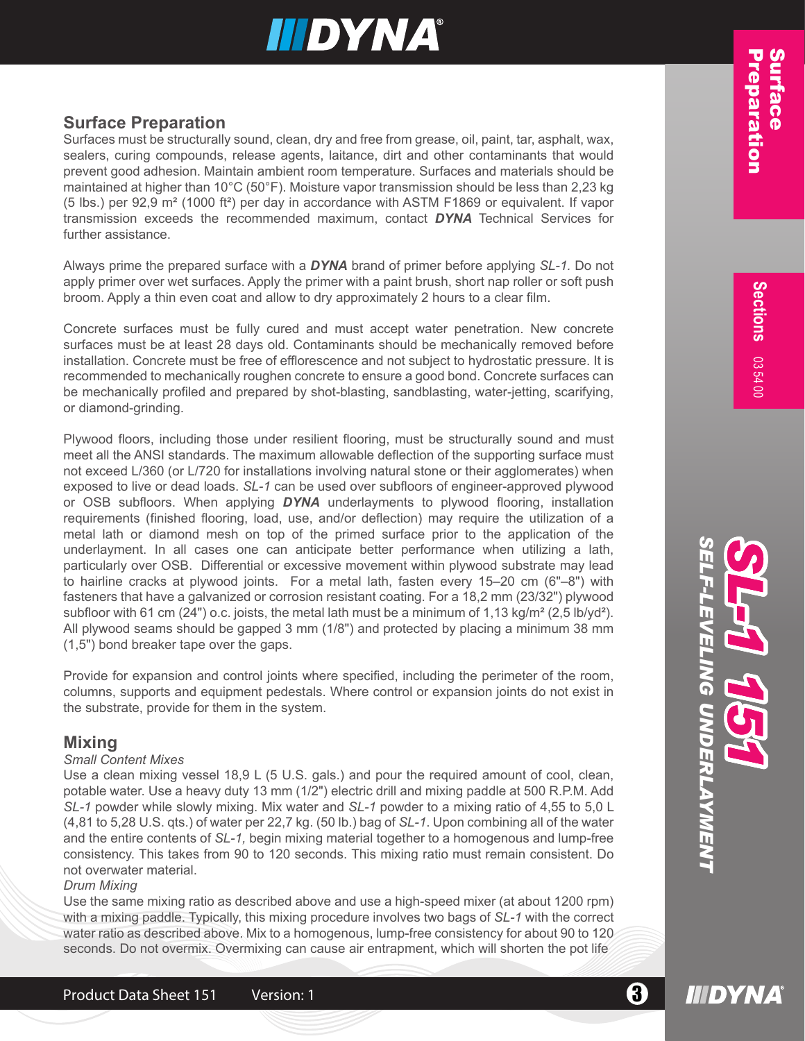## Surface Preparation

Surfaces must be structurally sound, clean, dry and free from grease, oil, paint, tar, asphalt, wax, sealers, curing compounds, release agents, laitance, dirt and other contaminants that would prevent good adhesion. Maintain ambient room temperature. Surfaces and materials should be maintained at higher than 10°C (50°F). Moisture vapor transmission should be less than 2,23 kg (5 lbs.) per 92,9 m² (1000 ft²) per day in accordance with ASTM F1869 or equivalent. If vapor transmission exceeds the recommended maximum, contact ***DYNA*** Technical Services for further assistance.

Always prime the prepared surface with a ***DYNA*** brand of primer before applying *SL-1*. Do not apply primer over wet surfaces. Apply the primer with a paint brush, short nap roller or soft push broom. Apply a thin even coat and allow to dry approximately 2 hours to a clear film.

Concrete surfaces must be fully cured and must accept water penetration. New concrete surfaces must be at least 28 days old. Contaminants should be mechanically removed before installation. Concrete must be free of efflorescence and not subject to hydrostatic pressure. It is recommended to mechanically roughen concrete to ensure a good bond. Concrete surfaces can be mechanically profiled and prepared by shot-blasting, sandblasting, water-jetting, scarifying, or diamond-grinding.

Plywood floors, including those under resilient flooring, must be structurally sound and must meet all the ANSI standards. The maximum allowable deflection of the supporting surface must not exceed L/360 (or L/720 for installations involving natural stone or their agglomerates) when exposed to live or dead loads. *SL-1* can be used over subfloors of engineer-approved plywood or OSB subfloors. When applying ***DYNA*** underlayments to plywood flooring, installation requirements (finished flooring, load, use, and/or deflection) may require the utilization of a metal lath or diamond mesh on top of the primed surface prior to the application of the underlayment. In all cases one can anticipate better performance when utilizing a lath, particularly over OSB. Differential or excessive movement within plywood substrate may lead to hairline cracks at plywood joints. For a metal lath, fasten every 15–20 cm (6"–8") with fasteners that have a galvanized or corrosion resistant coating. For a 18,2 mm (23/32") plywood subfloor with 61 cm (24") o.c. joists, the metal lath must be a minimum of 1,13 kg/m² (2,5 lb/yd²). All plywood seams should be gapped 3 mm (1/8") and protected by placing a minimum 38 mm (1,5") bond breaker tape over the gaps.

Provide for expansion and control joints where specified, including the perimeter of the room, columns, supports and equipment pedestals. Where control or expansion joints do not exist in the substrate, provide for them in the system.

## Mixing

*Small Content Mixes*

Use a clean mixing vessel 18,9 L (5 U.S. gals.) and pour the required amount of cool, clean, potable water. Use a heavy duty 13 mm (1/2") electric drill and mixing paddle at 500 R.P.M. Add *SL-1* powder while slowly mixing. Mix water and *SL-1* powder to a mixing ratio of 4,55 to 5,0 L (4,81 to 5,28 U.S. qts.) of water per 22,7 kg. (50 lb.) bag of *SL-1*. Upon combining all of the water and the entire contents of *SL-1,* begin mixing material together to a homogenous and lump-free consistency. This takes from 90 to 120 seconds. This mixing ratio must remain consistent. Do not overwater material.

*Drum Mixing*

Use the same mixing ratio as described above and use a high-speed mixer (at about 1200 rpm) with a mixing paddle. Typically, this mixing procedure involves two bags of *SL-1* with the correct water ratio as described above. Mix to a homogenous, lump-free consistency for about 90 to 120 seconds. Do not overmix. Overmixing can cause air entrapment, which will shorten the pot life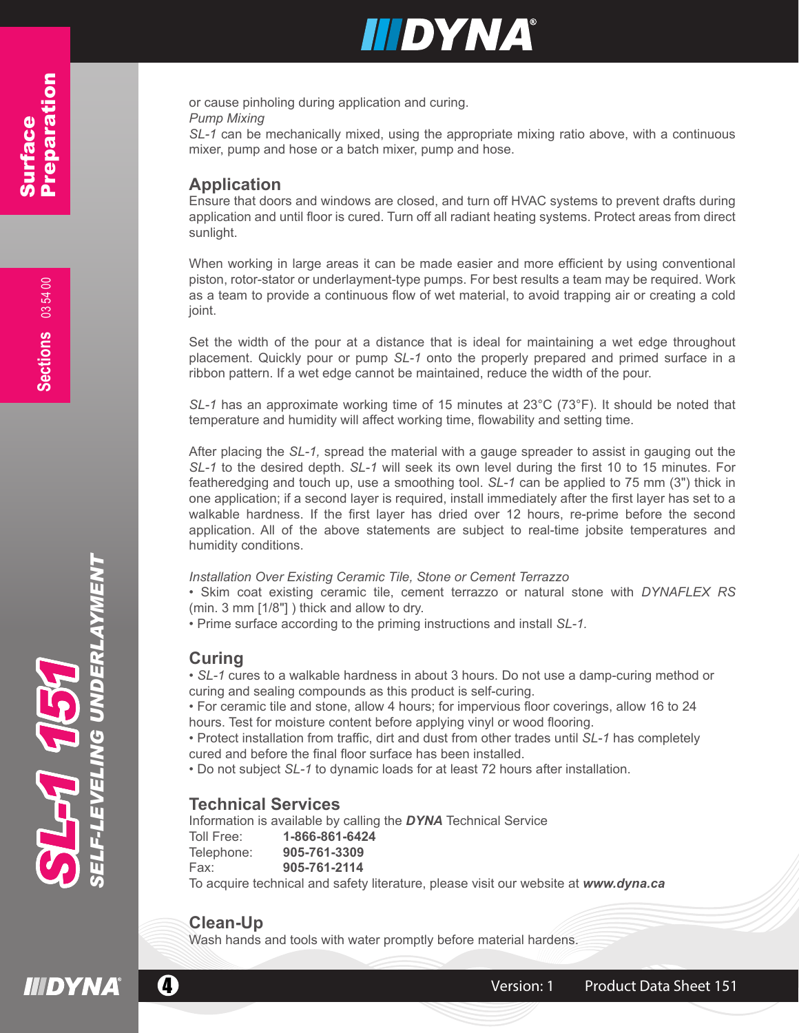or cause pinholing during application and curing.

*Pump Mixing*

*SL-1* can be mechanically mixed, using the appropriate mixing ratio above, with a continuous mixer, pump and hose or a batch mixer, pump and hose.

## Application

Ensure that doors and windows are closed, and turn off HVAC systems to prevent drafts during application and until floor is cured. Turn off all radiant heating systems. Protect areas from direct sunlight.

When working in large areas it can be made easier and more efficient by using conventional piston, rotor-stator or underlayment-type pumps. For best results a team may be required. Work as a team to provide a continuous flow of wet material, to avoid trapping air or creating a cold joint.

Set the width of the pour at a distance that is ideal for maintaining a wet edge throughout placement. Quickly pour or pump *SL-1* onto the properly prepared and primed surface in a ribbon pattern. If a wet edge cannot be maintained, reduce the width of the pour.

*SL-1* has an approximate working time of 15 minutes at 23°C (73°F). It should be noted that temperature and humidity will affect working time, flowability and setting time.

After placing the *SL-1,* spread the material with a gauge spreader to assist in gauging out the *SL-1* to the desired depth. *SL-1* will seek its own level during the first 10 to 15 minutes. For featheredging and touch up, use a smoothing tool. *SL-1* can be applied to 75 mm (3") thick in one application; if a second layer is required, install immediately after the first layer has set to a walkable hardness. If the first layer has dried over 12 hours, re-prime before the second application. All of the above statements are subject to real-time jobsite temperatures and humidity conditions.

*Installation Over Existing Ceramic Tile, Stone or Cement Terrazzo*

- Skim coat existing ceramic tile, cement terrazzo or natural stone with *DYNAFLEX RS* (min. 3 mm [1/8"] ) thick and allow to dry.
- Prime surface according to the priming instructions and install *SL-1*.

## Curing

- *SL-1* cures to a walkable hardness in about 3 hours. Do not use a damp-curing method or curing and sealing compounds as this product is self-curing.
- For ceramic tile and stone, allow 4 hours; for impervious floor coverings, allow 16 to 24 hours. Test for moisture content before applying vinyl or wood flooring.
- Protect installation from traffic, dirt and dust from other trades until *SL-1* has completely cured and before the final floor surface has been installed.
- Do not subject *SL-1* to dynamic loads for at least 72 hours after installation.

## Technical Services

Information is available by calling the ***DYNA*** Technical Service

Toll Free: **1-866-861-6424**
Telephone: **905-761-3309**
Fax: **905-761-2114**

To acquire technical and safety literature, please visit our website at ***www.dyna.ca***

## Clean-Up

Wash hands and tools with water promptly before material hardens.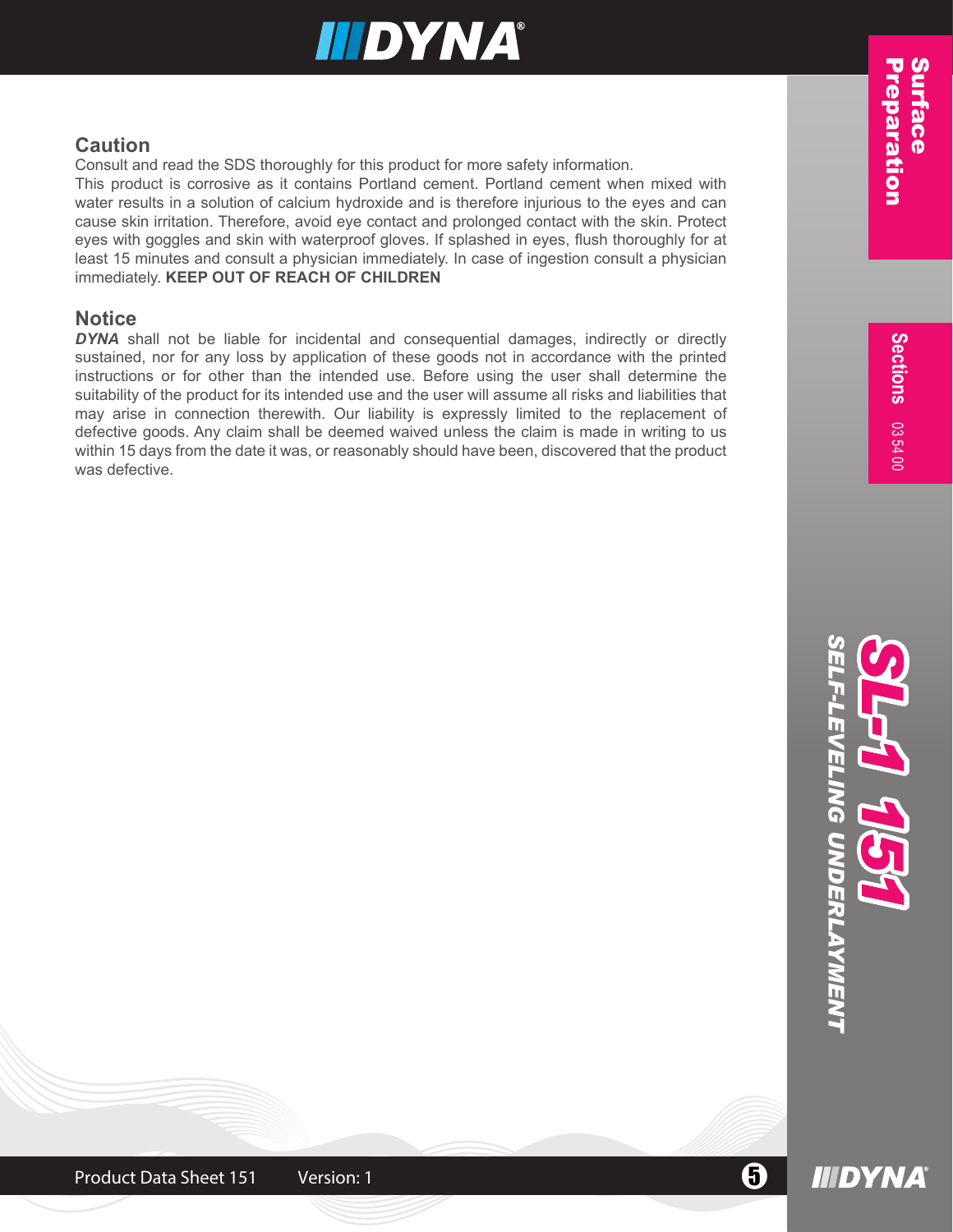## Caution

Consult and read the SDS thoroughly for this product for more safety information.

This product is corrosive as it contains Portland cement. Portland cement when mixed with water results in a solution of calcium hydroxide and is therefore injurious to the eyes and can cause skin irritation. Therefore, avoid eye contact and prolonged contact with the skin. Protect eyes with goggles and skin with waterproof gloves. If splashed in eyes, flush thoroughly for at least 15 minutes and consult a physician immediately. In case of ingestion consult a physician immediately. **KEEP OUT OF REACH OF CHILDREN**

## Notice

***DYNA*** shall not be liable for incidental and consequential damages, indirectly or directly sustained, nor for any loss by application of these goods not in accordance with the printed instructions or for other than the intended use. Before using the user shall determine the suitability of the product for its intended use and the user will assume all risks and liabilities that may arise in connection therewith. Our liability is expressly limited to the replacement of defective goods. Any claim shall be deemed waived unless the claim is made in writing to us within 15 days from the date it was, or reasonably should have been, discovered that the product was defective.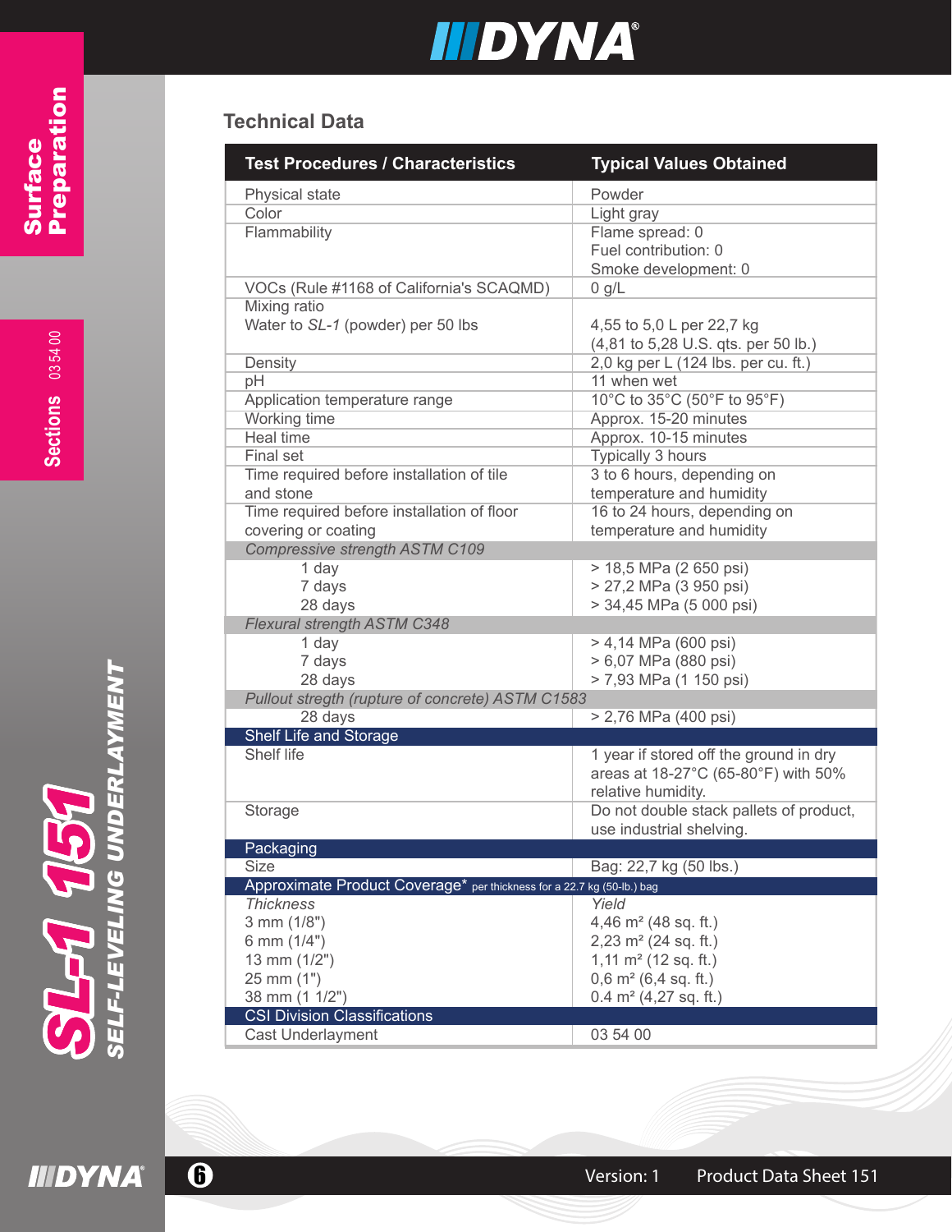## Technical Data

| Test Procedures / Characteristics | Typical Values Obtained |
|---|---|
| Physical state | Powder |
| Color | Light gray |
| Flammability | Flame spread: 0<br>Fuel contribution: 0<br>Smoke development: 0 |
| VOCs (Rule #1168 of California's SCAQMD) | 0 g/L |
| Mixing ratio<br>Water to *SL-1* (powder) per 50 lbs | 4,55 to 5,0 L per 22,7 kg<br>(4,81 to 5,28 U.S. qts. per 50 lb.) |
| Density | 2,0 kg per L (124 lbs. per cu. ft.) |
| pH | 11 when wet |
| Application temperature range | 10°C to 35°C (50°F to 95°F) |
| Working time | Approx. 15-20 minutes |
| Heal time | Approx. 10-15 minutes |
| Final set | Typically 3 hours |
| Time required before installation of tile and stone | 3 to 6 hours, depending on temperature and humidity |
| Time required before installation of floor covering or coating | 16 to 24 hours, depending on temperature and humidity |
| *Compressive strength ASTM C109* | |
| 1 day | > 18,5 MPa (2 650 psi) |
| 7 days | > 27,2 MPa (3 950 psi) |
| 28 days | > 34,45 MPa (5 000 psi) |
| *Flexural strength ASTM C348* | |
| 1 day | > 4,14 MPa (600 psi) |
| 7 days | > 6,07 MPa (880 psi) |
| 28 days | > 7,93 MPa (1 150 psi) |
| *Pullout stregth (rupture of concrete) ASTM C1583* | |
| 28 days | > 2,76 MPa (400 psi) |
| **Shelf Life and Storage** | |
| Shelf life | 1 year if stored off the ground in dry areas at 18-27°C (65-80°F) with 50% relative humidity. |
| Storage | Do not double stack pallets of product, use industrial shelving. |
| **Packaging** | |
| Size | Bag: 22,7 kg (50 lbs.) |
| **Approximate Product Coverage*** per thickness for a 22.7 kg (50-lb.) bag | |
| *Thickness* | *Yield* |
| 3 mm (1/8") | 4,46 m² (48 sq. ft.) |
| 6 mm (1/4") | 2,23 m² (24 sq. ft.) |
| 13 mm (1/2") | 1,11 m² (12 sq. ft.) |
| 25 mm (1") | 0,6 m² (6,4 sq. ft.) |
| 38 mm (1 1/2") | 0.4 m² (4,27 sq. ft.) |
| **CSI Division Classifications** | |
| Cast Underlayment | 03 54 00 |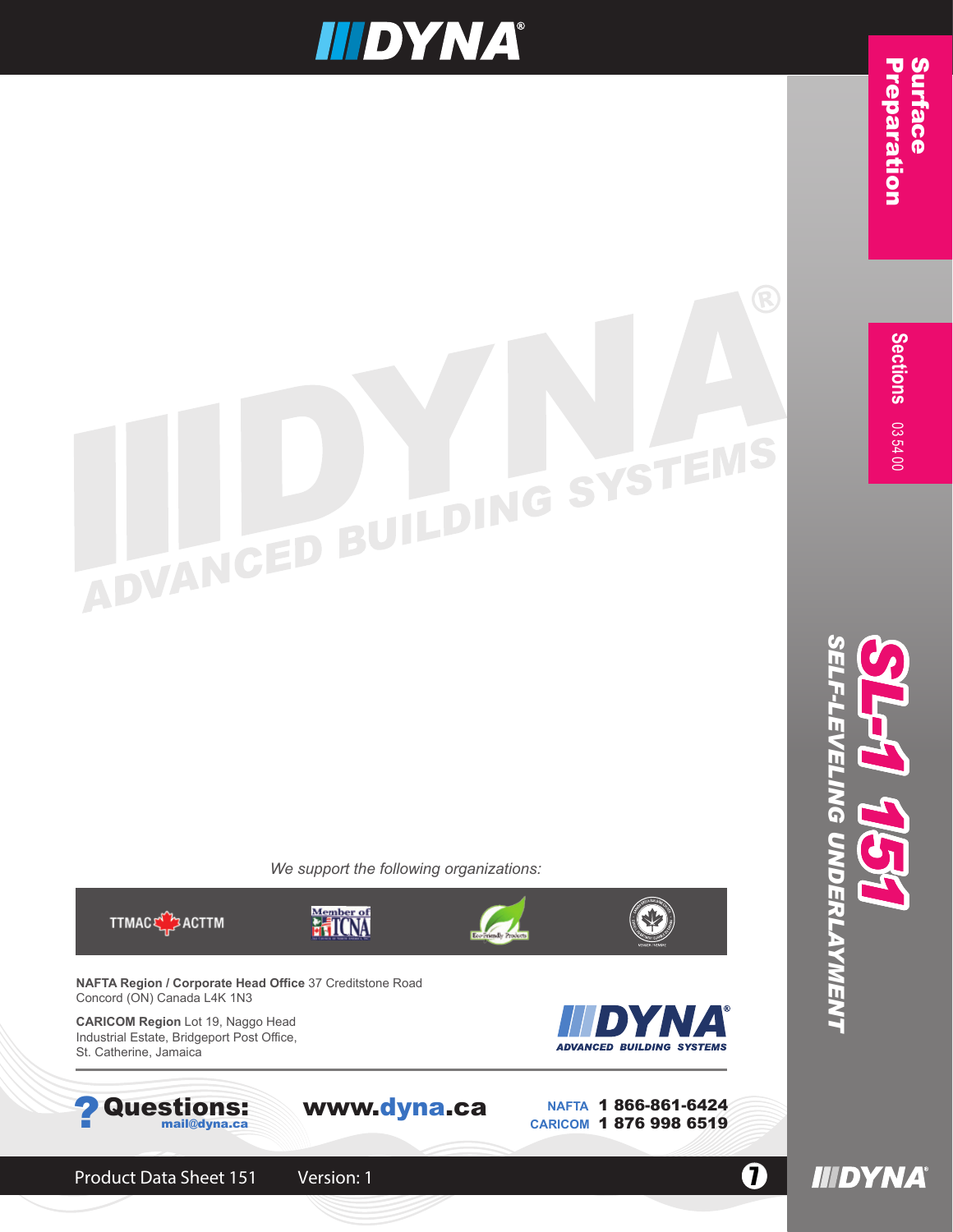*We support the following organizations:*

**NAFTA Region / Corporate Head Office** 37 Creditstone Road
Concord (ON) Canada L4K 1N3

**CARICOM Region** Lot 19, Naggo Head
Industrial Estate, Bridgeport Post Office,
St. Catherine, Jamaica

**Questions:** mail@dyna.ca

**www.dyna.ca**

NAFTA **1 866-861-6424**
CARICOM **1 876 998 6519**

Product Data Sheet 151 Version: 1

**Surface Preparation**

**Sections** 03 54 00

**SL-1 151**
**SELF-LEVELING UNDERLAYMENT**